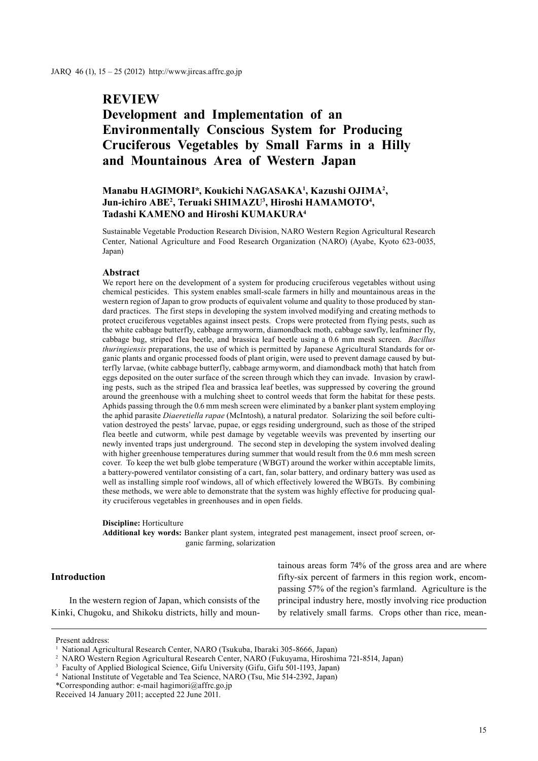# REVIEW

# Development and Implementation of an Environmentally Conscious System for Producing Cruciferous Vegetables by Small Farms in a Hilly and Mountainous Area of Western Japan

**Manabu HAGIMORI\*, Koukichi NAGASAKA[1], Kazushi OJIMA[2], Jun-ichiro ABE[2], Teruaki SHIMAZU[3], Hiroshi HAMAMOTO[4], Tadashi KAMENO and Hiroshi KUMAKURA[4]**

Sustainable Vegetable Production Research Division, NARO Western Region Agricultural Research Center, National Agriculture and Food Research Organization (NARO) (Ayabe, Kyoto 623-0035, Japan)

## Abstract

We report here on the development of a system for producing cruciferous vegetables without using chemical pesticides. This system enables small-scale farmers in hilly and mountainous areas in the western region of Japan to grow products of equivalent volume and quality to those produced by standard practices. The first steps in developing the system involved modifying and creating methods to protect cruciferous vegetables against insect pests. Crops were protected from flying pests, such as the white cabbage butterfly, cabbage armyworm, diamondback moth, cabbage sawfly, leafminer fly, cabbage bug, striped flea beetle, and brassica leaf beetle using a 0.6 mm mesh screen. *Bacillus thuringiensis* preparations, the use of which is permitted by Japanese Agricultural Standards for organic plants and organic processed foods of plant origin, were used to prevent damage caused by butterfly larvae, (white cabbage butterfly, cabbage armyworm, and diamondback moth) that hatch from eggs deposited on the outer surface of the screen through which they can invade. Invasion by crawling pests, such as the striped flea and brassica leaf beetles, was suppressed by covering the ground around the greenhouse with a mulching sheet to control weeds that form the habitat for these pests. Aphids passing through the 0.6 mm mesh screen were eliminated by a banker plant system employing the aphid parasite *Diaeretiella rapae* (McIntosh), a natural predator. Solarizing the soil before cultivation destroyed the pests' larvae, pupae, or eggs residing underground, such as those of the striped flea beetle and cutworm, while pest damage by vegetable weevils was prevented by inserting our newly invented traps just underground. The second step in developing the system involved dealing with higher greenhouse temperatures during summer that would result from the 0.6 mm mesh screen cover. To keep the wet bulb globe temperature (WBGT) around the worker within acceptable limits, a battery-powered ventilator consisting of a cart, fan, solar battery, and ordinary battery was used as well as installing simple roof windows, all of which effectively lowered the WBGTs. By combining these methods, we were able to demonstrate that the system was highly effective for producing quality cruciferous vegetables in greenhouses and in open fields.

**Discipline:** Horticulture
**Additional key words:** Banker plant system, integrated pest management, insect proof screen, organic farming, solarization

## Introduction

In the western region of Japan, which consists of the Kinki, Chugoku, and Shikoku districts, hilly and mountainous areas form 74% of the gross area and are where fifty-six percent of farmers in this region work, encompassing 57% of the region's farmland. Agriculture is the principal industry here, mostly involving rice production by relatively small farms. Crops other than rice, mean-

---

Present address:
[1] National Agricultural Research Center, NARO (Tsukuba, Ibaraki 305-8666, Japan)
[2] NARO Western Region Agricultural Research Center, NARO (Fukuyama, Hiroshima 721-8514, Japan)
[3] Faculty of Applied Biological Science, Gifu University (Gifu, Gifu 501-1193, Japan)
[4] National Institute of Vegetable and Tea Science, NARO (Tsu, Mie 514-2392, Japan)
\*Corresponding author: e-mail hagimori@affrc.go.jp
Received 14 January 2011; accepted 22 June 2011.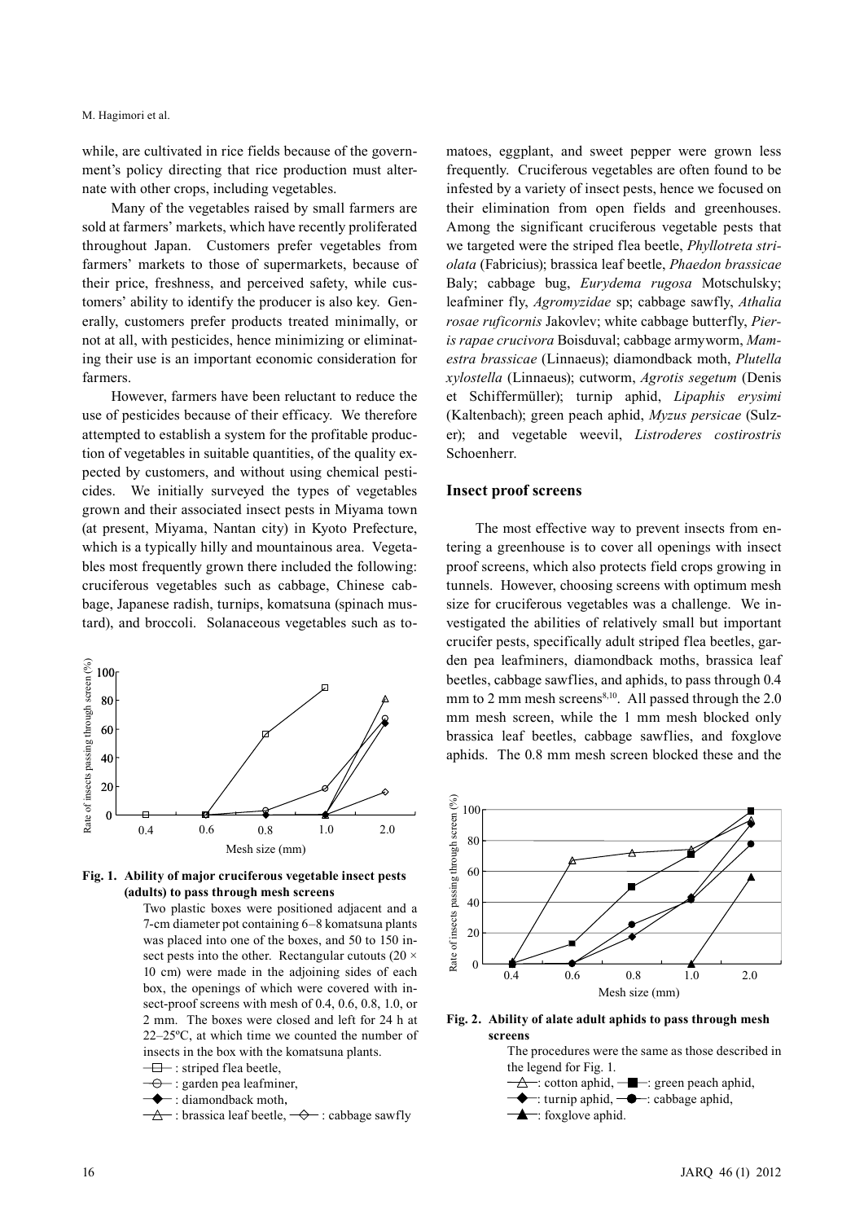while, are cultivated in rice fields because of the government's policy directing that rice production must alternate with other crops, including vegetables.

Many of the vegetables raised by small farmers are sold at farmers' markets, which have recently proliferated throughout Japan. Customers prefer vegetables from farmers' markets to those of supermarkets, because of their price, freshness, and perceived safety, while customers' ability to identify the producer is also key. Generally, customers prefer products treated minimally, or not at all, with pesticides, hence minimizing or eliminating their use is an important economic consideration for farmers.

However, farmers have been reluctant to reduce the use of pesticides because of their efficacy. We therefore attempted to establish a system for the profitable production of vegetables in suitable quantities, of the quality expected by customers, and without using chemical pesticides. We initially surveyed the types of vegetables grown and their associated insect pests in Miyama town (at present, Miyama, Nantan city) in Kyoto Prefecture, which is a typically hilly and mountainous area. Vegetables most frequently grown there included the following: cruciferous vegetables such as cabbage, Chinese cabbage, Japanese radish, turnips, komatsuna (spinach mustard), and broccoli. Solanaceous vegetables such as tomatoes, eggplant, and sweet pepper were grown less frequently. Cruciferous vegetables are often found to be infested by a variety of insect pests, hence we focused on their elimination from open fields and greenhouses. Among the significant cruciferous vegetable pests that we targeted were the striped flea beetle, *Phyllotreta striolata* (Fabricius); brassica leaf beetle, *Phaedon brassicae* Baly; cabbage bug, *Eurydema rugosa* Motschulsky; leafminer fly, *Agromyzidae* sp; cabbage sawfly, *Athalia rosae ruficornis* Jakovlev; white cabbage butterfly, *Pieris rapae crucivora* Boisduval; cabbage armyworm, *Mamestra brassicae* (Linnaeus); diamondback moth, *Plutella xylostella* (Linnaeus); cutworm, *Agrotis segetum* (Denis et Schiffermüller); turnip aphid, *Lipaphis erysimi* (Kaltenbach); green peach aphid, *Myzus persicae* (Sulzer); and vegetable weevil, *Listroderes costirostris* Schoenherr.

**Fig. 1. Ability of major cruciferous vegetable insect pests (adults) to pass through mesh screens**

Two plastic boxes were positioned adjacent and a 7-cm diameter pot containing 6–8 komatsuna plants was placed into one of the boxes, and 50 to 150 insect pests into the other. Rectangular cutouts (20 × 10 cm) were made in the adjoining sides of each box, the openings of which were covered with insect-proof screens with mesh of 0.4, 0.6, 0.8, 1.0, or 2 mm. The boxes were closed and left for 24 h at 22–25ºC, at which time we counted the number of insects in the box with the komatsuna plants.

—□— : striped flea beetle,
—○— : garden pea leafminer,
—◆— : diamondback moth,
—△— : brassica leaf beetle, —◇— : cabbage sawfly

## Insect proof screens

The most effective way to prevent insects from entering a greenhouse is to cover all openings with insect proof screens, which also protects field crops growing in tunnels. However, choosing screens with optimum mesh size for cruciferous vegetables was a challenge. We investigated the abilities of relatively small but important crucifer pests, specifically adult striped flea beetles, garden pea leafminers, diamondback moths, brassica leaf beetles, cabbage sawflies, and aphids, to pass through 0.4 mm to 2 mm mesh screens[8,10]. All passed through the 2.0 mm mesh screen, while the 1 mm mesh blocked only brassica leaf beetles, cabbage sawflies, and foxglove aphids. The 0.8 mm mesh screen blocked these and the

**Fig. 2. Ability of alate adult aphids to pass through mesh screens**

The procedures were the same as those described in the legend for Fig. 1.

—△—: cotton aphid, —■—: green peach aphid,
—◆—: turnip aphid, —●—: cabbage aphid,
—▲—: foxglove aphid.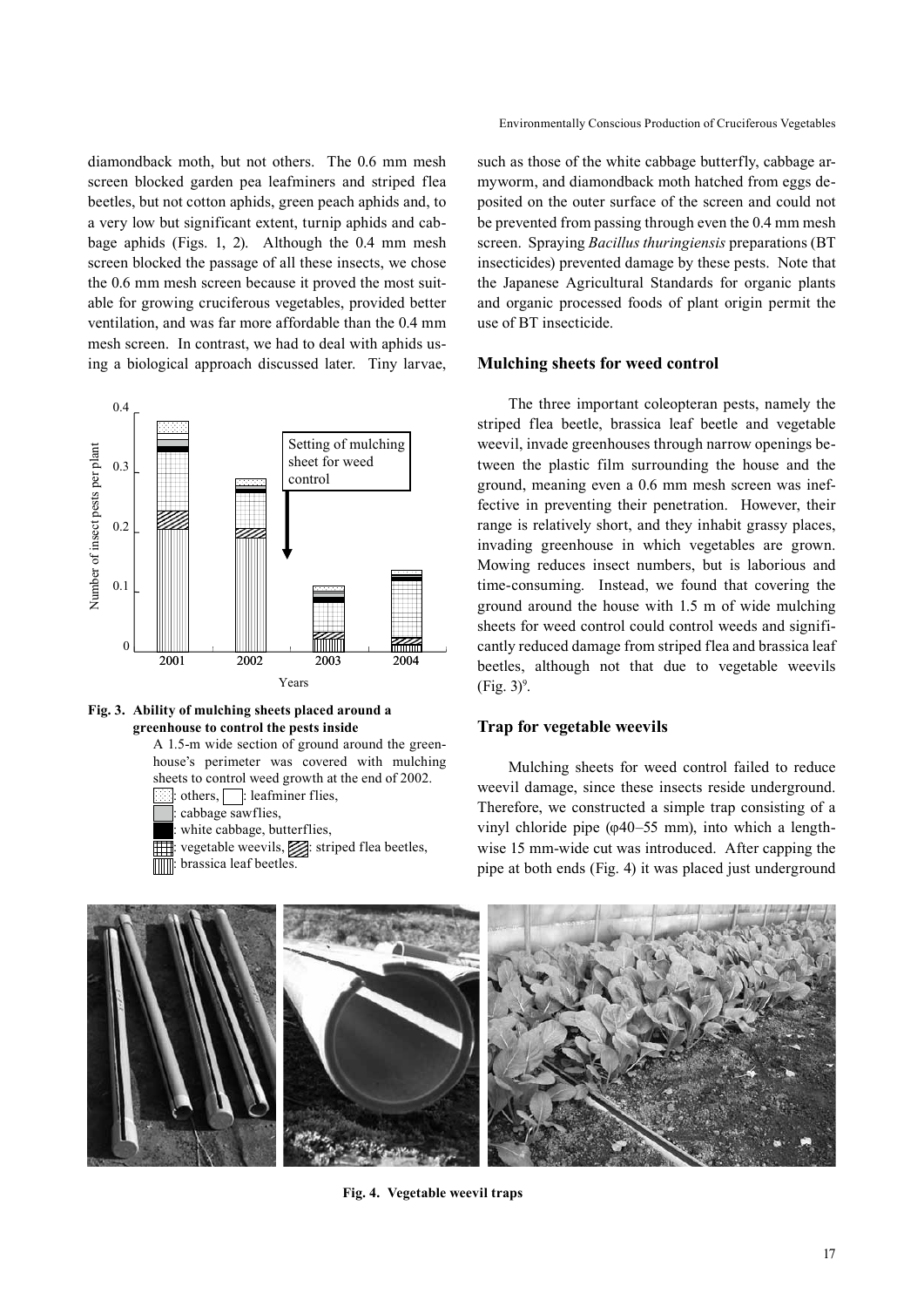diamondback moth, but not others. The 0.6 mm mesh screen blocked garden pea leafminers and striped flea beetles, but not cotton aphids, green peach aphids and, to a very low but significant extent, turnip aphids and cabbage aphids (Figs. 1, 2). Although the 0.4 mm mesh screen blocked the passage of all these insects, we chose the 0.6 mm mesh screen because it proved the most suitable for growing cruciferous vegetables, provided better ventilation, and was far more affordable than the 0.4 mm mesh screen. In contrast, we had to deal with aphids using a biological approach discussed later. Tiny larvae, such as those of the white cabbage butterfly, cabbage armyworm, and diamondback moth hatched from eggs deposited on the outer surface of the screen and could not be prevented from passing through even the 0.4 mm mesh screen. Spraying *Bacillus thuringiensis* preparations (BT insecticides) prevented damage by these pests. Note that the Japanese Agricultural Standards for organic plants and organic processed foods of plant origin permit the use of BT insecticide.

**Fig. 3. Ability of mulching sheets placed around a greenhouse to control the pests inside**

A 1.5-m wide section of ground around the greenhouse's perimeter was covered with mulching sheets to control weed growth at the end of 2002.
: others, : leafminer flies,
: cabbage sawflies,
: white cabbage, butterflies,
: vegetable weevils, : striped flea beetles,
: brassica leaf beetles.

## Mulching sheets for weed control

The three important coleopteran pests, namely the striped flea beetle, brassica leaf beetle and vegetable weevil, invade greenhouses through narrow openings between the plastic film surrounding the house and the ground, meaning even a 0.6 mm mesh screen was ineffective in preventing their penetration. However, their range is relatively short, and they inhabit grassy places, invading greenhouse in which vegetables are grown. Mowing reduces insect numbers, but is laborious and time-consuming. Instead, we found that covering the ground around the house with 1.5 m of wide mulching sheets for weed control could control weeds and significantly reduced damage from striped flea and brassica leaf beetles, although not that due to vegetable weevils (Fig. 3)[9].

## Trap for vegetable weevils

Mulching sheets for weed control failed to reduce weevil damage, since these insects reside underground. Therefore, we constructed a simple trap consisting of a vinyl chloride pipe (φ40–55 mm), into which a lengthwise 15 mm-wide cut was introduced. After capping the pipe at both ends (Fig. 4) it was placed just underground

**Fig. 4. Vegetable weevil traps**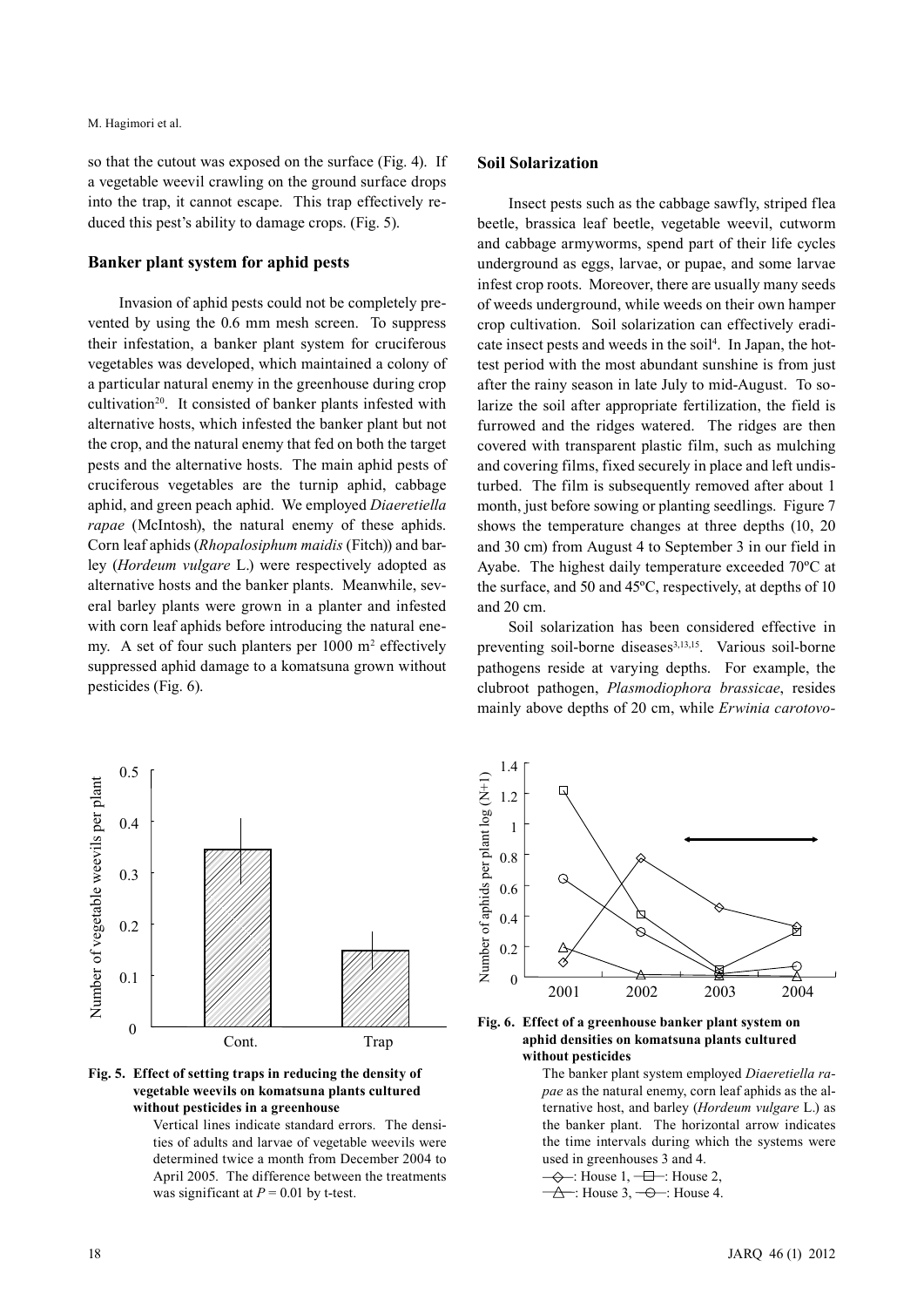so that the cutout was exposed on the surface (Fig. 4). If a vegetable weevil crawling on the ground surface drops into the trap, it cannot escape. This trap effectively reduced this pest's ability to damage crops. (Fig. 5).

### Banker plant system for aphid pests

Invasion of aphid pests could not be completely prevented by using the 0.6 mm mesh screen. To suppress their infestation, a banker plant system for cruciferous vegetables was developed, which maintained a colony of a particular natural enemy in the greenhouse during crop cultivation[20]. It consisted of banker plants infested with alternative hosts, which infested the banker plant but not the crop, and the natural enemy that fed on both the target pests and the alternative hosts. The main aphid pests of cruciferous vegetables are the turnip aphid, cabbage aphid, and green peach aphid. We employed *Diaeretiella rapae* (McIntosh), the natural enemy of these aphids. Corn leaf aphids (*Rhopalosiphum maidis* (Fitch)) and barley (*Hordeum vulgare* L.) were respectively adopted as alternative hosts and the banker plants. Meanwhile, several barley plants were grown in a planter and infested with corn leaf aphids before introducing the natural enemy. A set of four such planters per 1000 m$^2$ effectively suppressed aphid damage to a komatsuna grown without pesticides (Fig. 6).

**Fig. 5. Effect of setting traps in reducing the density of vegetable weevils on komatsuna plants cultured without pesticides in a greenhouse**

Vertical lines indicate standard errors. The densities of adults and larvae of vegetable weevils were determined twice a month from December 2004 to April 2005. The difference between the treatments was significant at $P = 0.01$ by t-test.

## Soil Solarization

Insect pests such as the cabbage sawfly, striped flea beetle, brassica leaf beetle, vegetable weevil, cutworm and cabbage armyworms, spend part of their life cycles underground as eggs, larvae, or pupae, and some larvae infest crop roots. Moreover, there are usually many seeds of weeds underground, while weeds on their own hamper crop cultivation. Soil solarization can effectively eradicate insect pests and weeds in the soil[4]. In Japan, the hottest period with the most abundant sunshine is from just after the rainy season in late July to mid-August. To solarize the soil after appropriate fertilization, the field is furrowed and the ridges watered. The ridges are then covered with transparent plastic film, such as mulching and covering films, fixed securely in place and left undisturbed. The film is subsequently removed after about 1 month, just before sowing or planting seedlings. Figure 7 shows the temperature changes at three depths (10, 20 and 30 cm) from August 4 to September 3 in our field in Ayabe. The highest daily temperature exceeded 70ºC at the surface, and 50 and 45ºC, respectively, at depths of 10 and 20 cm.

Soil solarization has been considered effective in preventing soil-borne diseases[3,13,15]. Various soil-borne pathogens reside at varying depths. For example, the clubroot pathogen, *Plasmodiophora brassicae*, resides mainly above depths of 20 cm, while *Erwinia carotovo-*

**Fig. 6. Effect of a greenhouse banker plant system on aphid densities on komatsuna plants cultured without pesticides**

The banker plant system employed *Diaeretiella rapae* as the natural enemy, corn leaf aphids as the alternative host, and barley (*Hordeum vulgare* L.) as the banker plant. The horizontal arrow indicates the time intervals during which the systems were used in greenhouses 3 and 4.

—◇—: House 1, —□—: House 2,
—△—: House 3, —○—: House 4.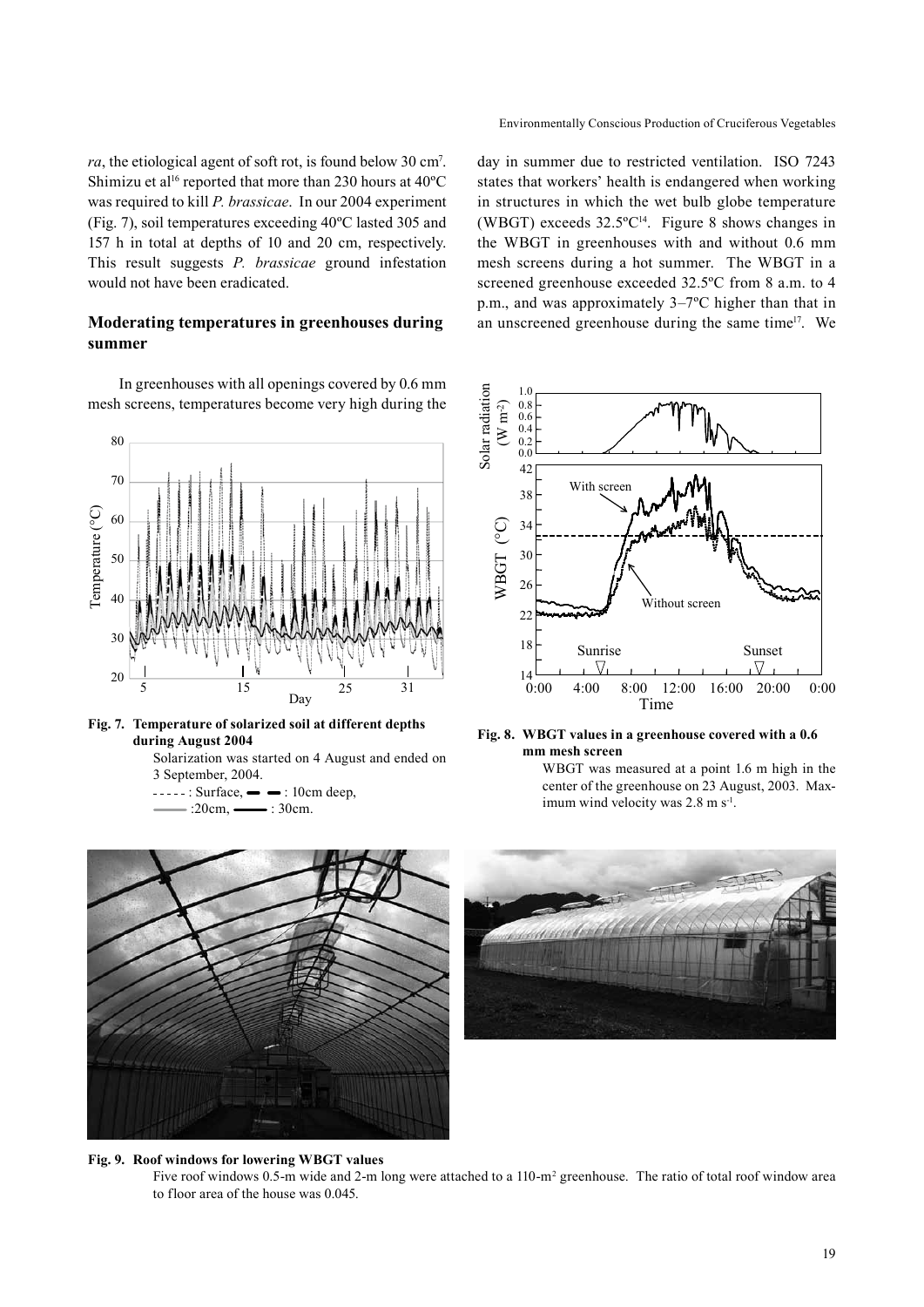*ra*, the etiological agent of soft rot, is found below 30 cm[7]. Shimizu et al[16] reported that more than 230 hours at 40ºC was required to kill *P. brassicae*. In our 2004 experiment (Fig. 7), soil temperatures exceeding 40ºC lasted 305 and 157 h in total at depths of 10 and 20 cm, respectively. This result suggests *P. brassicae* ground infestation would not have been eradicated.

## Moderating temperatures in greenhouses during summer

In greenhouses with all openings covered by 0.6 mm mesh screens, temperatures become very high during the day in summer due to restricted ventilation. ISO 7243 states that workers' health is endangered when working in structures in which the wet bulb globe temperature (WBGT) exceeds 32.5ºC[14]. Figure 8 shows changes in the WBGT in greenhouses with and without 0.6 mm mesh screens during a hot summer. The WBGT in a screened greenhouse exceeded 32.5ºC from 8 a.m. to 4 p.m., and was approximately 3–7ºC higher than that in an unscreened greenhouse during the same time[17]. We

**Fig. 7. Temperature of solarized soil at different depths during August 2004**

Solarization was started on 4 August and ended on 3 September, 2004.
- - - - - : Surface, ▬ ▬ : 10cm deep, ▬▬ :20cm, ▬▬ : 30cm.

**Fig. 8. WBGT values in a greenhouse covered with a 0.6 mm mesh screen**

WBGT was measured at a point 1.6 m high in the center of the greenhouse on 23 August, 2003. Maximum wind velocity was 2.8 m $s^{-1}$.

**Fig. 9. Roof windows for lowering WBGT values**

Five roof windows 0.5-m wide and 2-m long were attached to a 110-$m^2$ greenhouse. The ratio of total roof window area to floor area of the house was 0.045.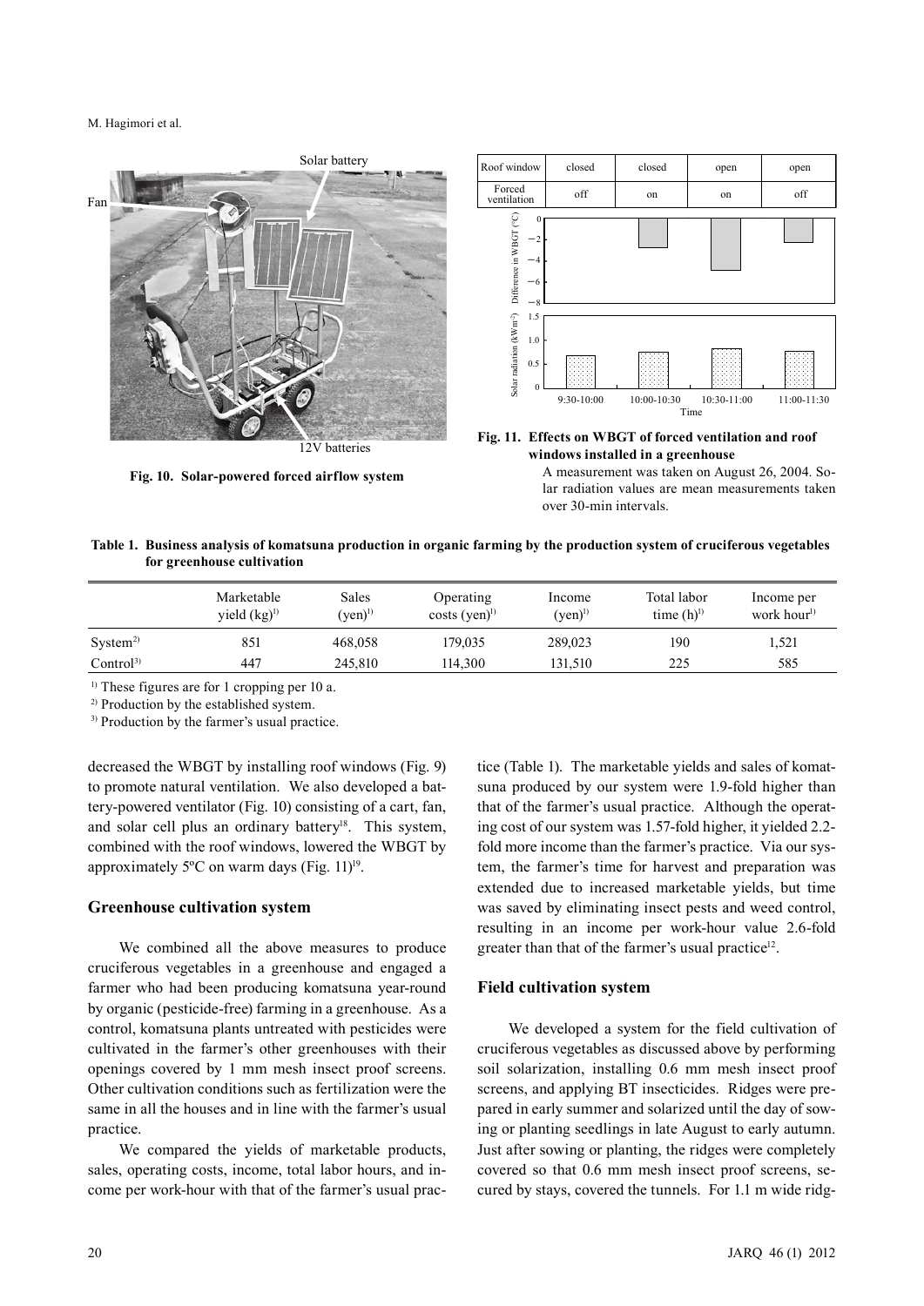Fig. 10. Solar-powered forced airflow system

Fig. 11. Effects on WBGT of forced ventilation and roof windows installed in a greenhouse

A measurement was taken on August 26, 2004. Solar radiation values are mean measurements taken over 30-min intervals.

Table 1. Business analysis of komatsuna production in organic farming by the production system of cruciferous vegetables for greenhouse cultivation

| | Marketable yield (kg)[1)] | Sales (yen)[1)] | Operating costs (yen)[1)] | Income (yen)[1)] | Total labor time (h)[1)] | Income per work hour[1)] |
|---|---|---|---|---|---|---|
| System[2)] | 851 | 468,058 | 179,035 | 289,023 | 190 | 1,521 |
| Control[3)] | 447 | 245,810 | 114,300 | 131,510 | 225 | 585 |

1) These figures are for 1 cropping per 10 a.

2) Production by the established system.

3) Production by the farmer's usual practice.

decreased the WBGT by installing roof windows (Fig. 9) to promote natural ventilation. We also developed a battery-powered ventilator (Fig. 10) consisting of a cart, fan, and solar cell plus an ordinary battery[18]. This system, combined with the roof windows, lowered the WBGT by approximately 5ºC on warm days (Fig. 11)[19].

## Greenhouse cultivation system

We combined all the above measures to produce cruciferous vegetables in a greenhouse and engaged a farmer who had been producing komatsuna year-round by organic (pesticide-free) farming in a greenhouse. As a control, komatsuna plants untreated with pesticides were cultivated in the farmer's other greenhouses with their openings covered by 1 mm mesh insect proof screens. Other cultivation conditions such as fertilization were the same in all the houses and in line with the farmer's usual practice.

We compared the yields of marketable products, sales, operating costs, income, total labor hours, and income per work-hour with that of the farmer's usual practice (Table 1). The marketable yields and sales of komatsuna produced by our system were 1.9-fold higher than that of the farmer's usual practice. Although the operating cost of our system was 1.57-fold higher, it yielded 2.2-fold more income than the farmer's practice. Via our system, the farmer's time for harvest and preparation was extended due to increased marketable yields, but time was saved by eliminating insect pests and weed control, resulting in an income per work-hour value 2.6-fold greater than that of the farmer's usual practice[12].

## Field cultivation system

We developed a system for the field cultivation of cruciferous vegetables as discussed above by performing soil solarization, installing 0.6 mm mesh insect proof screens, and applying BT insecticides. Ridges were prepared in early summer and solarized until the day of sowing or planting seedlings in late August to early autumn. Just after sowing or planting, the ridges were completely covered so that 0.6 mm mesh insect proof screens, secured by stays, covered the tunnels. For 1.1 m wide ridg-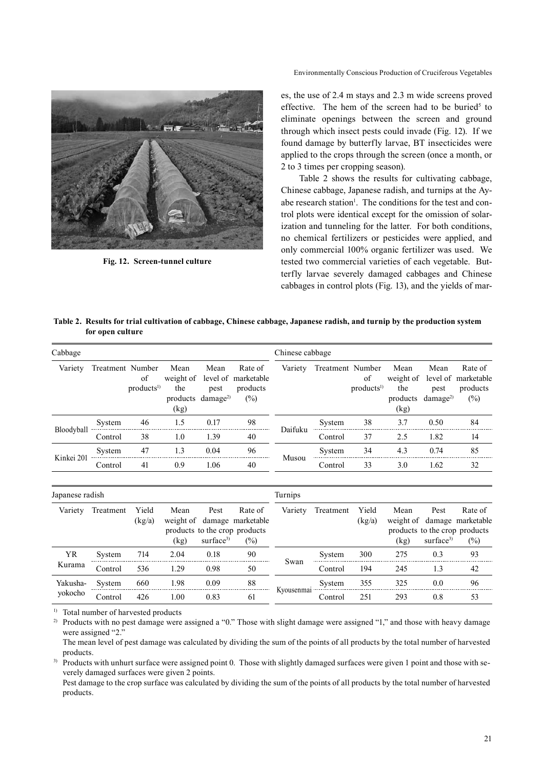es, the use of 2.4 m stays and 2.3 m wide screens proved effective. The hem of the screen had to be buried[5] to eliminate openings between the screen and ground through which insect pests could invade (Fig. 12). If we found damage by butterfly larvae, BT insecticides were applied to the crops through the screen (once a month, or 2 to 3 times per cropping season).

Table 2 shows the results for cultivating cabbage, Chinese cabbage, Japanese radish, and turnips at the Ayabe research station[1]. The conditions for the test and control plots were identical except for the omission of solarization and tunneling for the latter. For both conditions, no chemical fertilizers or pesticides were applied, and only commercial 100% organic fertilizer was used. We tested two commercial varieties of each vegetable. Butterfly larvae severely damaged cabbages and Chinese cabbages in control plots (Fig. 13), and the yields of mar-

**Fig. 12. Screen-tunnel culture**

**Table 2. Results for trial cultivation of cabbage, Chinese cabbage, Japanese radish, and turnip by the production system for open culture**

| Cabbage | | | | | | Chinese cabbage | | | | | |
|---|---|---|---|---|---|---|---|---|---|---|---|
| Variety | Treatment | Number of products[1)] | Mean weight of the products (kg) | Mean level of pest damage[2)] | Rate of marketable products (%) | Variety | Treatment | Number of products[1)] | Mean weight of the products (kg) | Mean level of pest damage[2)] | Rate of marketable products (%) |
| Bloodyball | System | 46 | 1.5 | 0.17 | 98 | Daifuku | System | 38 | 3.7 | 0.50 | 84 |
| | Control | 38 | 1.0 | 1.39 | 40 | | Control | 37 | 2.5 | 1.82 | 14 |
| Kinkei 201 | System | 47 | 1.3 | 0.04 | 96 | Musou | System | 34 | 4.3 | 0.74 | 85 |
| | Control | 41 | 0.9 | 1.06 | 40 | | Control | 33 | 3.0 | 1.62 | 32 |

| Japanese radish | | | | | | Turnips | | | | | |
|---|---|---|---|---|---|---|---|---|---|---|---|
| Variety | Treatment | Yield (kg/a) | Mean weight of products (kg) | Pest damage to the crop surface[3)] | Rate of marketable products (%) | Variety | Treatment | Yield (kg/a) | Mean weight of products (kg) | Pest damage to the crop surface[3)] | Rate of marketable products (%) |
| YR Kurama | System | 714 | 2.04 | 0.18 | 90 | Swan | System | 300 | 275 | 0.3 | 93 |
| | Control | 536 | 1.29 | 0.98 | 50 | | Control | 194 | 245 | 1.3 | 42 |
| Yakusha-yokocho | System | 660 | 1.98 | 0.09 | 88 | Kyousenmai | System | 355 | 325 | 0.0 | 96 |
| | Control | 426 | 1.00 | 0.83 | 61 | | Control | 251 | 293 | 0.8 | 53 |

1) Total number of harvested products

2) Products with no pest damage were assigned a "0." Those with slight damage were assigned "1," and those with heavy damage were assigned "2."
The mean level of pest damage was calculated by dividing the sum of the points of all products by the total number of harvested products.

3) Products with unhurt surface were assigned point 0. Those with slightly damaged surfaces were given 1 point and those with severely damaged surfaces were given 2 points.
Pest damage to the crop surface was calculated by dividing the sum of the points of all products by the total number of harvested products.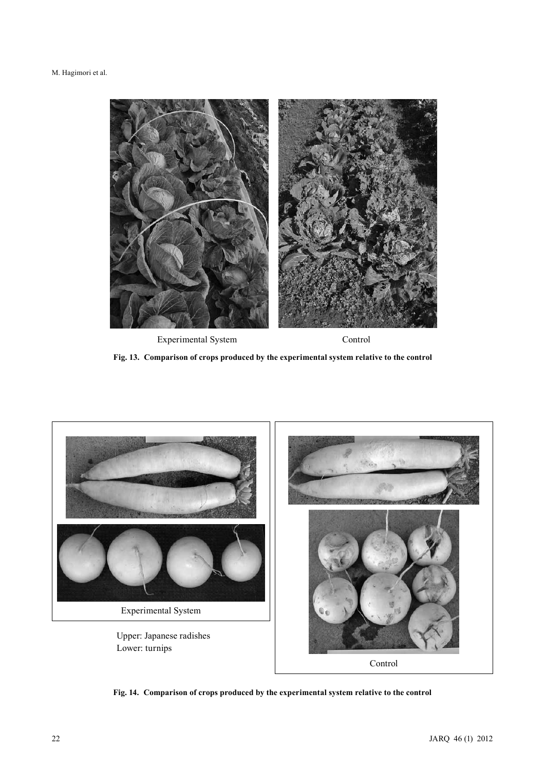Experimental System

Control

**Fig. 13. Comparison of crops produced by the experimental system relative to the control**

Experimental System

Upper: Japanese radishes
Lower: turnips

Control

**Fig. 14. Comparison of crops produced by the experimental system relative to the control**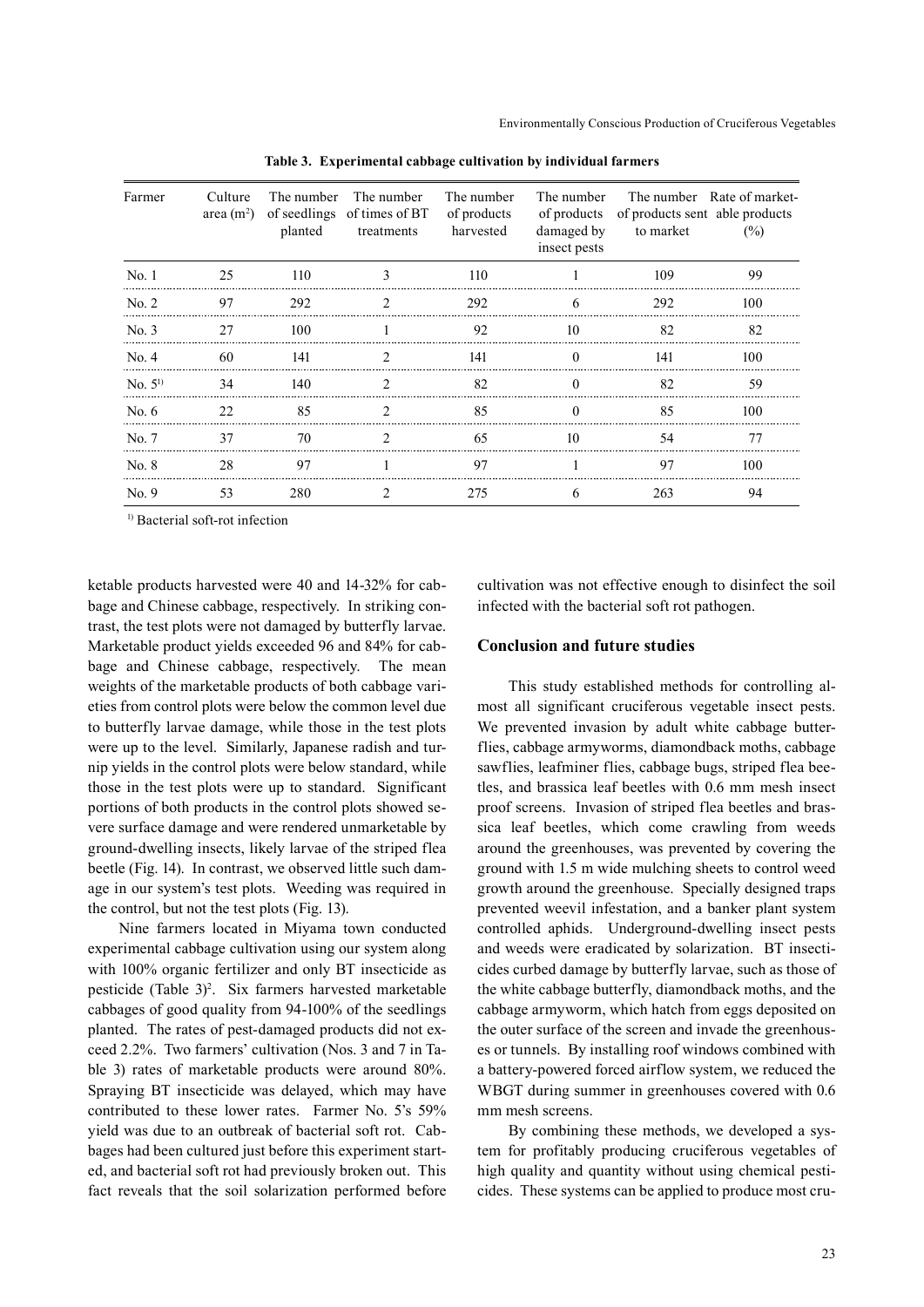**Table 3. Experimental cabbage cultivation by individual farmers**

| Farmer | Culture area ($m^2$) | The number of seedlings planted | The number of times of BT treatments | The number of products harvested | The number of products damaged by insect pests | The number of products sent to market | Rate of marketable products (%) |
|---|---|---|---|---|---|---|---|
| No. 1 | 25 | 110 | 3 | 110 | 1 | 109 | 99 |
| No. 2 | 97 | 292 | 2 | 292 | 6 | 292 | 100 |
| No. 3 | 27 | 100 | 1 | 92 | 10 | 82 | 82 |
| No. 4 | 60 | 141 | 2 | 141 | 0 | 141 | 100 |
| No. 5[1)] | 34 | 140 | 2 | 82 | 0 | 82 | 59 |
| No. 6 | 22 | 85 | 2 | 85 | 0 | 85 | 100 |
| No. 7 | 37 | 70 | 2 | 65 | 10 | 54 | 77 |
| No. 8 | 28 | 97 | 1 | 97 | 1 | 97 | 100 |
| No. 9 | 53 | 280 | 2 | 275 | 6 | 263 | 94 |

[1)] Bacterial soft-rot infection

ketable products harvested were 40 and 14-32% for cabbage and Chinese cabbage, respectively. In striking contrast, the test plots were not damaged by butterfly larvae. Marketable product yields exceeded 96 and 84% for cabbage and Chinese cabbage, respectively. The mean weights of the marketable products of both cabbage varieties from control plots were below the common level due to butterfly larvae damage, while those in the test plots were up to the level. Similarly, Japanese radish and turnip yields in the control plots were below standard, while those in the test plots were up to standard. Significant portions of both products in the control plots showed severe surface damage and were rendered unmarketable by ground-dwelling insects, likely larvae of the striped flea beetle (Fig. 14). In contrast, we observed little such damage in our system's test plots. Weeding was required in the control, but not the test plots (Fig. 13).

Nine farmers located in Miyama town conducted experimental cabbage cultivation using our system along with 100% organic fertilizer and only BT insecticide as pesticide (Table 3)[2]. Six farmers harvested marketable cabbages of good quality from 94-100% of the seedlings planted. The rates of pest-damaged products did not exceed 2.2%. Two farmers' cultivation (Nos. 3 and 7 in Table 3) rates of marketable products were around 80%. Spraying BT insecticide was delayed, which may have contributed to these lower rates. Farmer No. 5's 59% yield was due to an outbreak of bacterial soft rot. Cabbages had been cultured just before this experiment started, and bacterial soft rot had previously broken out. This fact reveals that the soil solarization performed before cultivation was not effective enough to disinfect the soil infected with the bacterial soft rot pathogen.

## Conclusion and future studies

This study established methods for controlling almost all significant cruciferous vegetable insect pests. We prevented invasion by adult white cabbage butterflies, cabbage armyworms, diamondback moths, cabbage sawflies, leafminer flies, cabbage bugs, striped flea beetles, and brassica leaf beetles with 0.6 mm mesh insect proof screens. Invasion of striped flea beetles and brassica leaf beetles, which come crawling from weeds around the greenhouses, was prevented by covering the ground with 1.5 m wide mulching sheets to control weed growth around the greenhouse. Specially designed traps prevented weevil infestation, and a banker plant system controlled aphids. Underground-dwelling insect pests and weeds were eradicated by solarization. BT insecticides curbed damage by butterfly larvae, such as those of the white cabbage butterfly, diamondback moths, and the cabbage armyworm, which hatch from eggs deposited on the outer surface of the screen and invade the greenhouses or tunnels. By installing roof windows combined with a battery-powered forced airflow system, we reduced the WBGT during summer in greenhouses covered with 0.6 mm mesh screens.

By combining these methods, we developed a system for profitably producing cruciferous vegetables of high quality and quantity without using chemical pesticides. These systems can be applied to produce most cru-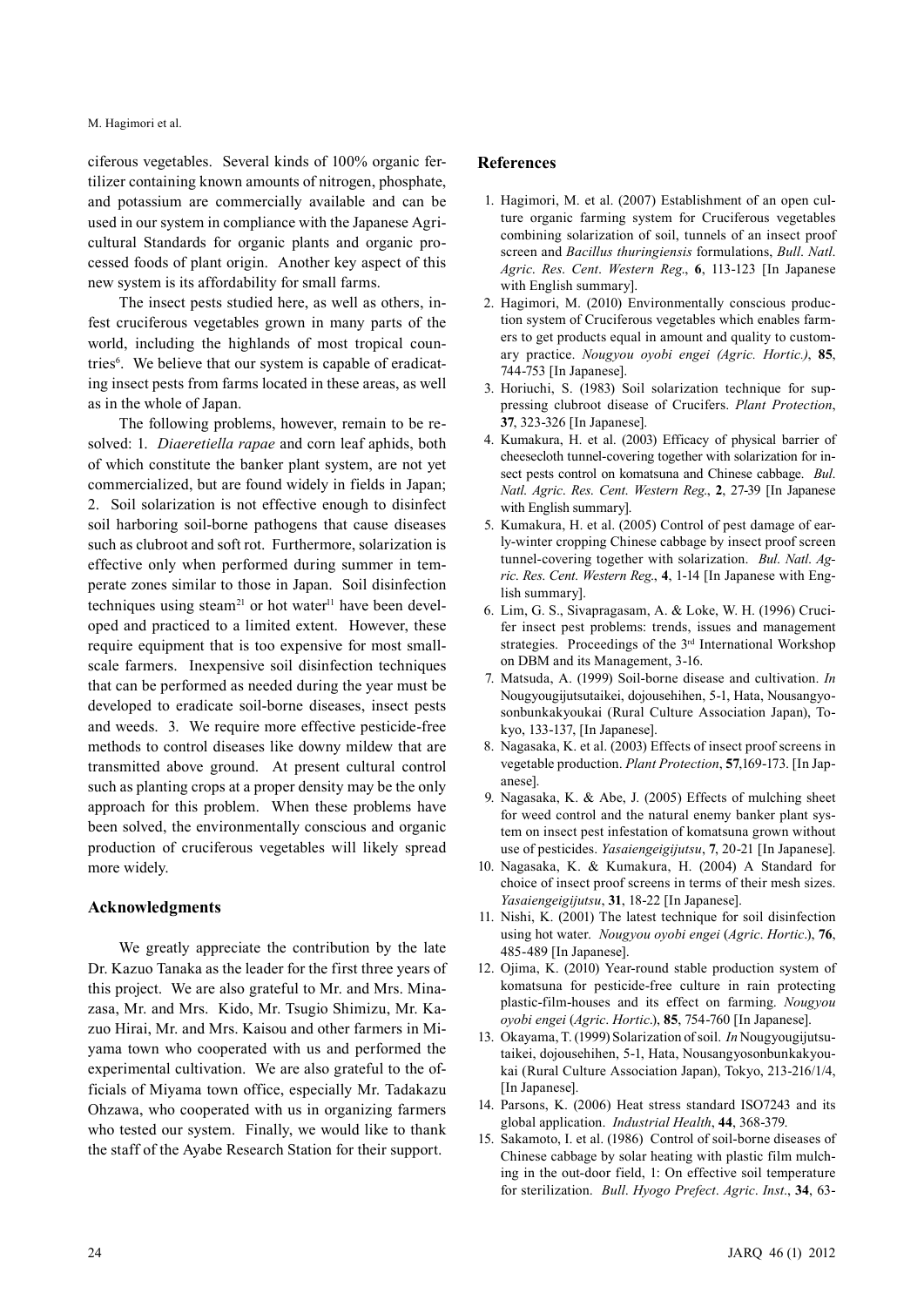ciferous vegetables. Several kinds of 100% organic fertilizer containing known amounts of nitrogen, phosphate, and potassium are commercially available and can be used in our system in compliance with the Japanese Agricultural Standards for organic plants and organic processed foods of plant origin. Another key aspect of this new system is its affordability for small farms.

The insect pests studied here, as well as others, infest cruciferous vegetables grown in many parts of the world, including the highlands of most tropical countries[6]. We believe that our system is capable of eradicating insect pests from farms located in these areas, as well as in the whole of Japan.

The following problems, however, remain to be resolved: 1. *Diaeretiella rapae* and corn leaf aphids, both of which constitute the banker plant system, are not yet commercialized, but are found widely in fields in Japan; 2. Soil solarization is not effective enough to disinfect soil harboring soil-borne pathogens that cause diseases such as clubroot and soft rot. Furthermore, solarization is effective only when performed during summer in temperate zones similar to those in Japan. Soil disinfection techniques using steam[21] or hot water[11] have been developed and practiced to a limited extent. However, these require equipment that is too expensive for most small-scale farmers. Inexpensive soil disinfection techniques that can be performed as needed during the year must be developed to eradicate soil-borne diseases, insect pests and weeds. 3. We require more effective pesticide-free methods to control diseases like downy mildew that are transmitted above ground. At present cultural control such as planting crops at a proper density may be the only approach for this problem. When these problems have been solved, the environmentally conscious and organic production of cruciferous vegetables will likely spread more widely.

## Acknowledgments

We greatly appreciate the contribution by the late Dr. Kazuo Tanaka as the leader for the first three years of this project. We are also grateful to Mr. and Mrs. Minazasa, Mr. and Mrs. Kido, Mr. Tsugio Shimizu, Mr. Kazuo Hirai, Mr. and Mrs. Kaisou and other farmers in Miyama town who cooperated with us and performed the experimental cultivation. We are also grateful to the officials of Miyama town office, especially Mr. Tadakazu Ohzawa, who cooperated with us in organizing farmers who tested our system. Finally, we would like to thank the staff of the Ayabe Research Station for their support.

## References

1. Hagimori, M. et al. (2007) Establishment of an open culture organic farming system for Cruciferous vegetables combining solarization of soil, tunnels of an insect proof screen and *Bacillus thuringiensis* formulations, *Bull. Natl. Agric. Res. Cent. Western Reg.*, **6**, 113-123 [In Japanese with English summary].
2. Hagimori, M. (2010) Environmentally conscious production system of Cruciferous vegetables which enables farmers to get products equal in amount and quality to customary practice. *Nougyou oyobi engei (Agric. Hortic.)*, **85**, 744-753 [In Japanese].
3. Horiuchi, S. (1983) Soil solarization technique for suppressing clubroot disease of Crucifers. *Plant Protection*, **37**, 323-326 [In Japanese].
4. Kumakura, H. et al. (2003) Efficacy of physical barrier of cheesecloth tunnel-covering together with solarization for insect pests control on komatsuna and Chinese cabbage. *Bul. Natl. Agric. Res. Cent. Western Reg.*, **2**, 27-39 [In Japanese with English summary].
5. Kumakura, H. et al. (2005) Control of pest damage of early-winter cropping Chinese cabbage by insect proof screen tunnel-covering together with solarization. *Bul. Natl. Agric. Res. Cent. Western Reg.*, **4**, 1-14 [In Japanese with English summary].
6. Lim, G. S., Sivapragasam, A. & Loke, W. H. (1996) Crucifer insect pest problems: trends, issues and management strategies. Proceedings of the 3rd International Workshop on DBM and its Management, 3-16.
7. Matsuda, A. (1999) Soil-borne disease and cultivation. *In* Nougyougijutsutaikei, dojousehihen, 5-1, Hata, Nousangyosonbunkakyoukai (Rural Culture Association Japan), Tokyo, 133-137, [In Japanese].
8. Nagasaka, K. et al. (2003) Effects of insect proof screens in vegetable production. *Plant Protection*, **57**,169-173. [In Japanese].
9. Nagasaka, K. & Abe, J. (2005) Effects of mulching sheet for weed control and the natural enemy banker plant system on insect pest infestation of komatsuna grown without use of pesticides. *Yasaiengeigijutsu*, **7**, 20-21 [In Japanese].
10. Nagasaka, K. & Kumakura, H. (2004) A Standard for choice of insect proof screens in terms of their mesh sizes. *Yasaiengeigijutsu*, **31**, 18-22 [In Japanese].
11. Nishi, K. (2001) The latest technique for soil disinfection using hot water. *Nougyou oyobi engei* (*Agric. Hortic.*), **76**, 485-489 [In Japanese].
12. Ojima, K. (2010) Year-round stable production system of komatsuna for pesticide-free culture in rain protecting plastic-film-houses and its effect on farming. *Nougyou oyobi engei* (*Agric. Hortic.*), **85**, 754-760 [In Japanese].
13. Okayama, T. (1999) Solarization of soil. *In* Nougyougijutsutaikei, dojousehihen, 5-1, Hata, Nousangyosonbunkakyoukai (Rural Culture Association Japan), Tokyo, 213-216/1/4, [In Japanese].
14. Parsons, K. (2006) Heat stress standard ISO7243 and its global application. *Industrial Health*, **44**, 368-379.
15. Sakamoto, I. et al. (1986) Control of soil-borne diseases of Chinese cabbage by solar heating with plastic film mulching in the out-door field, 1: On effective soil temperature for sterilization. *Bull. Hyogo Prefect. Agric. Inst.*, **34**, 63-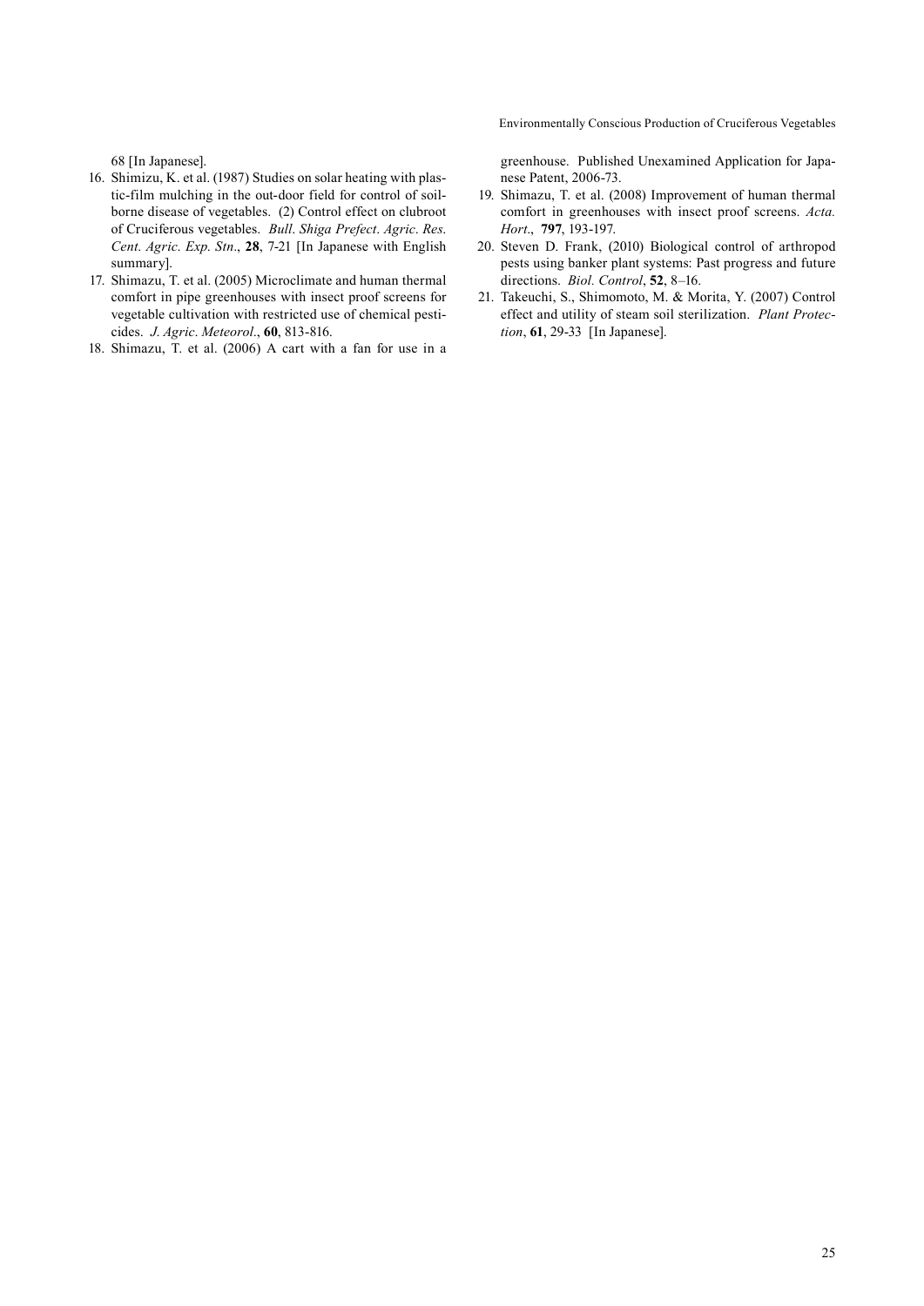68 [In Japanese].

16. Shimizu, K. et al. (1987) Studies on solar heating with plastic-film mulching in the out-door field for control of soil-borne disease of vegetables. (2) Control effect on clubroot of Cruciferous vegetables. *Bull. Shiga Prefect. Agric. Res. Cent. Agric. Exp. Stn*., **28**, 7-21 [In Japanese with English summary].
17. Shimazu, T. et al. (2005) Microclimate and human thermal comfort in pipe greenhouses with insect proof screens for vegetable cultivation with restricted use of chemical pesticides. *J. Agric. Meteorol*., **60**, 813-816.
18. Shimazu, T. et al. (2006) A cart with a fan for use in a greenhouse. Published Unexamined Application for Japanese Patent, 2006-73.
19. Shimazu, T. et al. (2008) Improvement of human thermal comfort in greenhouses with insect proof screens. *Acta. Hort*., **797**, 193-197.
20. Steven D. Frank, (2010) Biological control of arthropod pests using banker plant systems: Past progress and future directions. *Biol. Control*, **52**, 8–16.
21. Takeuchi, S., Shimomoto, M. & Morita, Y. (2007) Control effect and utility of steam soil sterilization. *Plant Protection*, **61**, 29-33 [In Japanese].